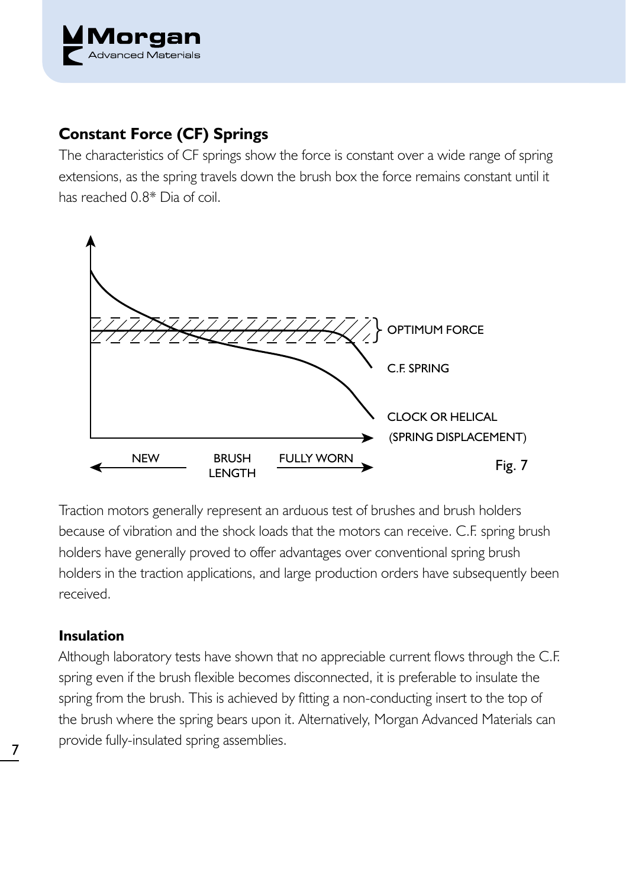## Constant Force (CF) Springs

The characteristics of CF springs show the force is constant over a wide range of spring extensions, as the spring travels down the brush box the force remains constant until it has reached 0.8* Dia of coil.

Fig. 7

Traction motors generally represent an arduous test of brushes and brush holders because of vibration and the shock loads that the motors can receive. C.F. spring brush holders have generally proved to offer advantages over conventional spring brush holders in the traction applications, and large production orders have subsequently been received.

### Insulation

Although laboratory tests have shown that no appreciable current flows through the C.F. spring even if the brush flexible becomes disconnected, it is preferable to insulate the spring from the brush. This is achieved by fitting a non-conducting insert to the top of the brush where the spring bears upon it. Alternatively, Morgan Advanced Materials can provide fully-insulated spring assemblies.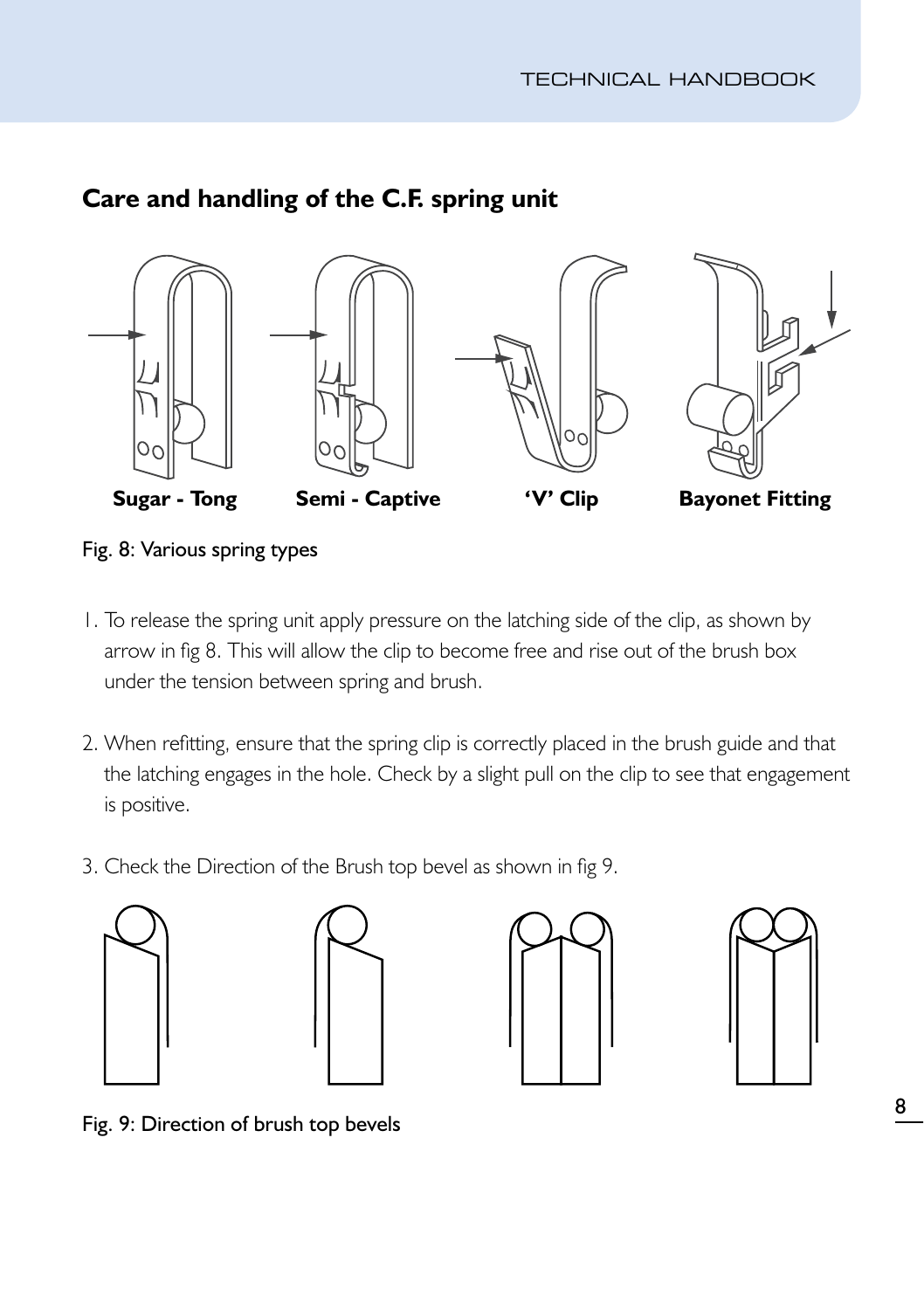## Care and handling of the C.F. spring unit

Sugar - Tong

Semi - Captive

'V' Clip

Bayonet Fitting

Fig. 8: Various spring types

1. To release the spring unit apply pressure on the latching side of the clip, as shown by arrow in fig 8. This will allow the clip to become free and rise out of the brush box under the tension between spring and brush.

2. When refitting, ensure that the spring clip is correctly placed in the brush guide and that the latching engages in the hole. Check by a slight pull on the clip to see that engagement is positive.

3. Check the Direction of the Brush top bevel as shown in fig 9.

Fig. 9: Direction of brush top bevels